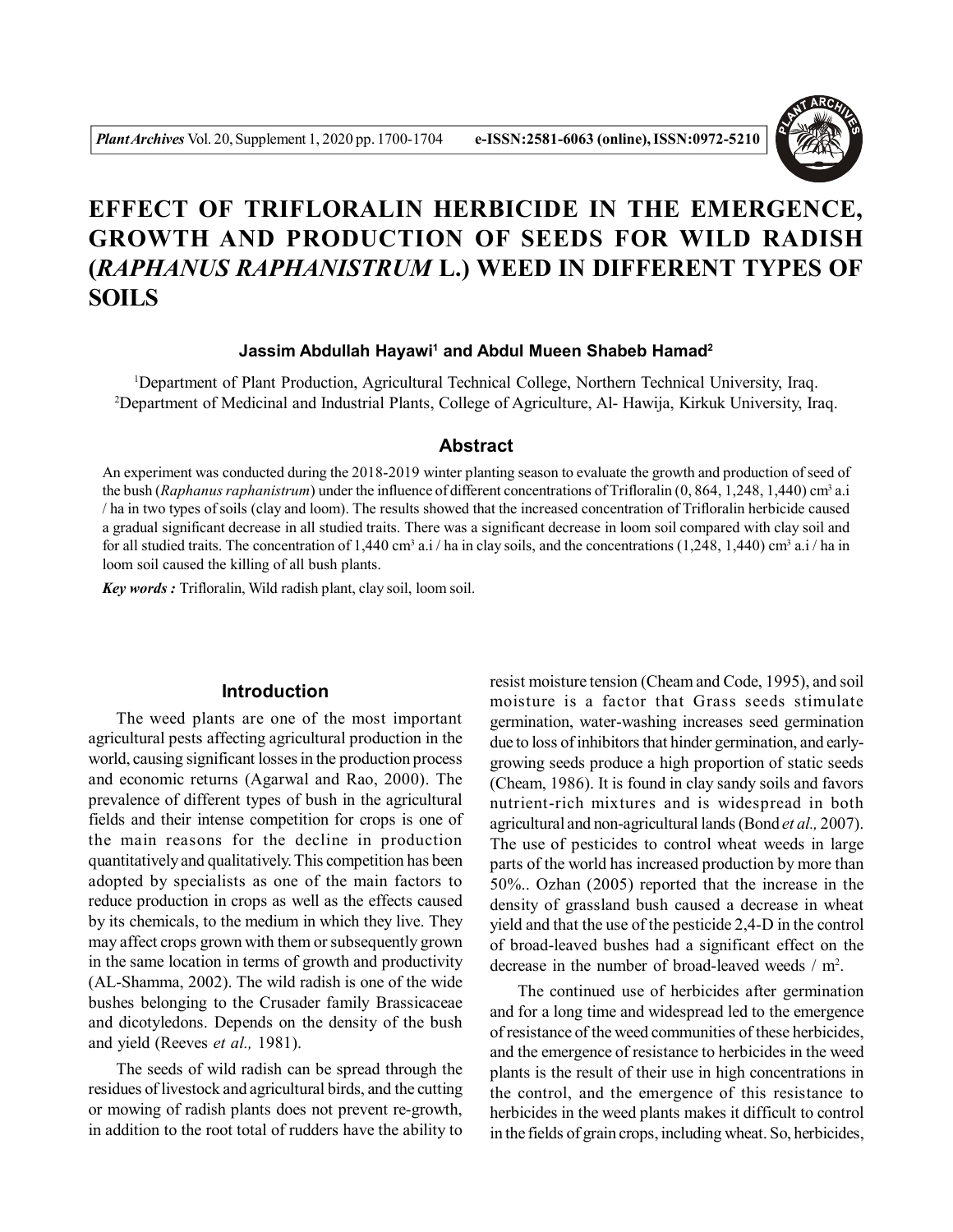# EFFECT OF TRIFLORALIN HERBICIDE IN THE EMERGENCE, GROWTH AND PRODUCTION OF SEEDS FOR WILD RADISH (*RAPHANUS RAPHANISTRUM* L.) WEED IN DIFFERENT TYPES OF SOILS

**Jassim Abdullah Hayawi[1] and Abdul Mueen Shabeb Hamad[2]**

[1]Department of Plant Production, Agricultural Technical College, Northern Technical University, Iraq.
[2]Department of Medicinal and Industrial Plants, College of Agriculture, Al- Hawija, Kirkuk University, Iraq.

## Abstract

An experiment was conducted during the 2018-2019 winter planting season to evaluate the growth and production of seed of the bush (*Raphanus raphanistrum*) under the influence of different concentrations of Trifloralin (0, 864, 1,248, 1,440) $cm^3$ a.i / ha in two types of soils (clay and loom). The results showed that the increased concentration of Trifloralin herbicide caused a gradual significant decrease in all studied traits. There was a significant decrease in loom soil compared with clay soil and for all studied traits. The concentration of 1,440 $cm^3$ a.i / ha in clay soils, and the concentrations (1,248, 1,440) $cm^3$ a.i / ha in loom soil caused the killing of all bush plants.

***Key words :*** Trifloralin, Wild radish plant, clay soil, loom soil.

## Introduction

The weed plants are one of the most important agricultural pests affecting agricultural production in the world, causing significant losses in the production process and economic returns (Agarwal and Rao, 2000). The prevalence of different types of bush in the agricultural fields and their intense competition for crops is one of the main reasons for the decline in production quantitatively and qualitatively. This competition has been adopted by specialists as one of the main factors to reduce production in crops as well as the effects caused by its chemicals, to the medium in which they live. They may affect crops grown with them or subsequently grown in the same location in terms of growth and productivity (AL-Shamma, 2002). The wild radish is one of the wide bushes belonging to the Crusader family Brassicaceae and dicotyledons. Depends on the density of the bush and yield (Reeves *et al.,* 1981).

The seeds of wild radish can be spread through the residues of livestock and agricultural birds, and the cutting or mowing of radish plants does not prevent re-growth, in addition to the root total of rudders have the ability to resist moisture tension (Cheam and Code, 1995), and soil moisture is a factor that Grass seeds stimulate germination, water-washing increases seed germination due to loss of inhibitors that hinder germination, and early-growing seeds produce a high proportion of static seeds (Cheam, 1986). It is found in clay sandy soils and favors nutrient-rich mixtures and is widespread in both agricultural and non-agricultural lands (Bond *et al.,* 2007). The use of pesticides to control wheat weeds in large parts of the world has increased production by more than 50%.. Ozhan (2005) reported that the increase in the density of grassland bush caused a decrease in wheat yield and that the use of the pesticide 2,4-D in the control of broad-leaved bushes had a significant effect on the decrease in the number of broad-leaved weeds / $m^2$.

The continued use of herbicides after germination and for a long time and widespread led to the emergence of resistance of the weed communities of these herbicides, and the emergence of resistance to herbicides in the weed plants is the result of their use in high concentrations in the control, and the emergence of this resistance to herbicides in the weed plants makes it difficult to control in the fields of grain crops, including wheat. So, herbicides,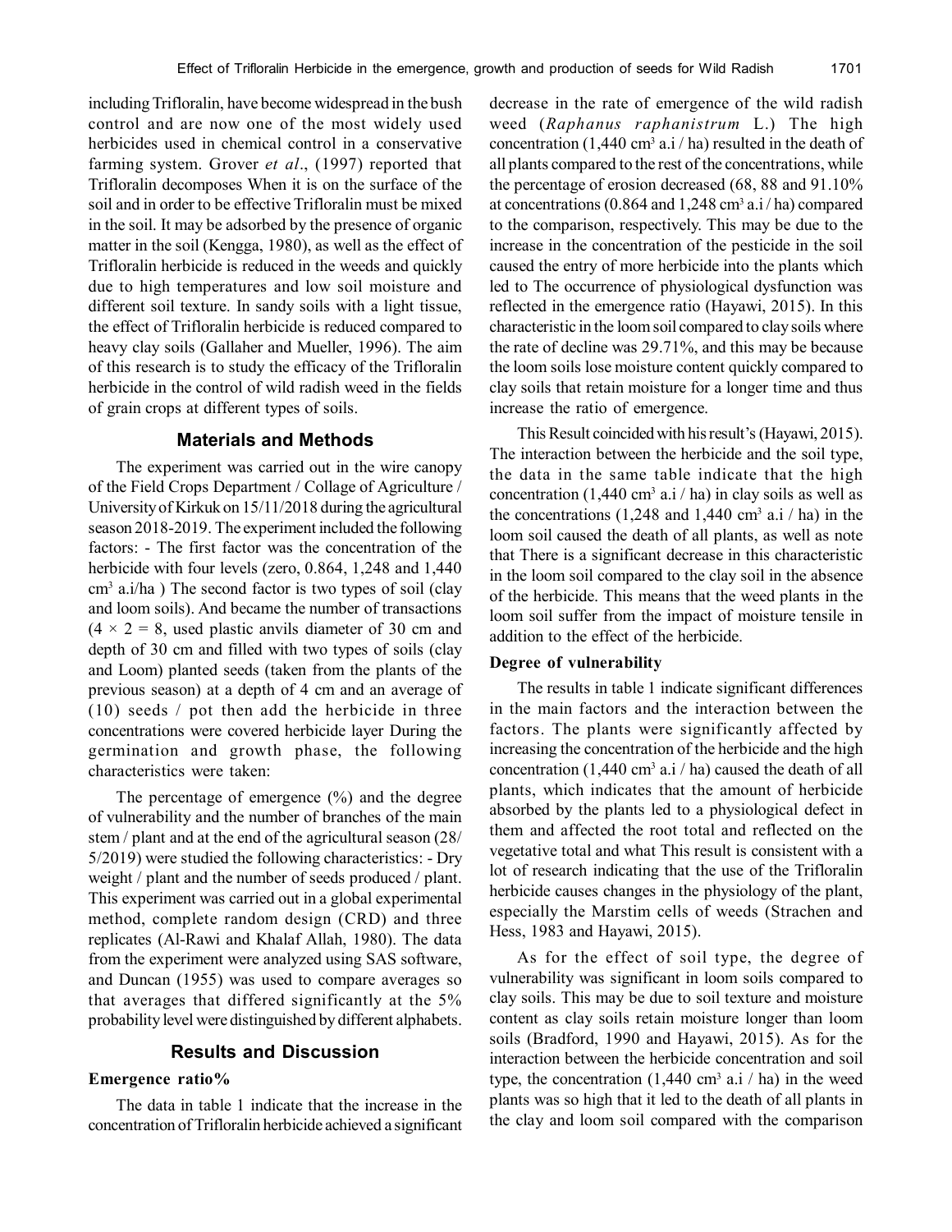including Trifloralin, have become widespread in the bush control and are now one of the most widely used herbicides used in chemical control in a conservative farming system. Grover *et al*., (1997) reported that Trifloralin decomposes When it is on the surface of the soil and in order to be effective Trifloralin must be mixed in the soil. It may be adsorbed by the presence of organic matter in the soil (Kengga, 1980), as well as the effect of Trifloralin herbicide is reduced in the weeds and quickly due to high temperatures and low soil moisture and different soil texture. In sandy soils with a light tissue, the effect of Trifloralin herbicide is reduced compared to heavy clay soils (Gallaher and Mueller, 1996). The aim of this research is to study the efficacy of the Trifloralin herbicide in the control of wild radish weed in the fields of grain crops at different types of soils.

## Materials and Methods

The experiment was carried out in the wire canopy of the Field Crops Department / Collage of Agriculture / University of Kirkuk on 15/11/2018 during the agricultural season 2018-2019. The experiment included the following factors: - The first factor was the concentration of the herbicide with four levels (zero, 0.864, 1,248 and 1,440 $cm^3$ a.i/ha ) The second factor is two types of soil (clay and loom soils). And became the number of transactions ($4 \times 2 = 8$, used plastic anvils diameter of 30 cm and depth of 30 cm and filled with two types of soils (clay and Loom) planted seeds (taken from the plants of the previous season) at a depth of 4 cm and an average of (10) seeds / pot then add the herbicide in three concentrations were covered herbicide layer During the germination and growth phase, the following characteristics were taken:

The percentage of emergence (%) and the degree of vulnerability and the number of branches of the main stem / plant and at the end of the agricultural season (28/5/2019) were studied the following characteristics: - Dry weight / plant and the number of seeds produced / plant. This experiment was carried out in a global experimental method, complete random design (CRD) and three replicates (Al-Rawi and Khalaf Allah, 1980). The data from the experiment were analyzed using SAS software, and Duncan (1955) was used to compare averages so that averages that differed significantly at the 5% probability level were distinguished by different alphabets.

## Results and Discussion

### Emergence ratio%

The data in table 1 indicate that the increase in the concentration of Trifloralin herbicide achieved a significant decrease in the rate of emergence of the wild radish weed (*Raphanus raphanistrum* L.) The high concentration (1,440 $cm^3$ a.i / ha) resulted in the death of all plants compared to the rest of the concentrations, while the percentage of erosion decreased (68, 88 and 91.10% at concentrations (0.864 and 1,248 $cm^3$ a.i / ha) compared to the comparison, respectively. This may be due to the increase in the concentration of the pesticide in the soil caused the entry of more herbicide into the plants which led to The occurrence of physiological dysfunction was reflected in the emergence ratio (Hayawi, 2015). In this characteristic in the loom soil compared to clay soils where the rate of decline was 29.71%, and this may be because the loom soils lose moisture content quickly compared to clay soils that retain moisture for a longer time and thus increase the ratio of emergence.

This Result coincided with his result's (Hayawi, 2015). The interaction between the herbicide and the soil type, the data in the same table indicate that the high concentration (1,440 $cm^3$ a.i / ha) in clay soils as well as the concentrations (1,248 and 1,440 $cm^3$ a.i / ha) in the loom soil caused the death of all plants, as well as note that There is a significant decrease in this characteristic in the loom soil compared to the clay soil in the absence of the herbicide. This means that the weed plants in the loom soil suffer from the impact of moisture tensile in addition to the effect of the herbicide.

### Degree of vulnerability

The results in table 1 indicate significant differences in the main factors and the interaction between the factors. The plants were significantly affected by increasing the concentration of the herbicide and the high concentration (1,440 $cm^3$ a.i / ha) caused the death of all plants, which indicates that the amount of herbicide absorbed by the plants led to a physiological defect in them and affected the root total and reflected on the vegetative total and what This result is consistent with a lot of research indicating that the use of the Trifloralin herbicide causes changes in the physiology of the plant, especially the Marstim cells of weeds (Strachen and Hess, 1983 and Hayawi, 2015).

As for the effect of soil type, the degree of vulnerability was significant in loom soils compared to clay soils. This may be due to soil texture and moisture content as clay soils retain moisture longer than loom soils (Bradford, 1990 and Hayawi, 2015). As for the interaction between the herbicide concentration and soil type, the concentration (1,440 $cm^3$ a.i / ha) in the weed plants was so high that it led to the death of all plants in the clay and loom soil compared with the comparison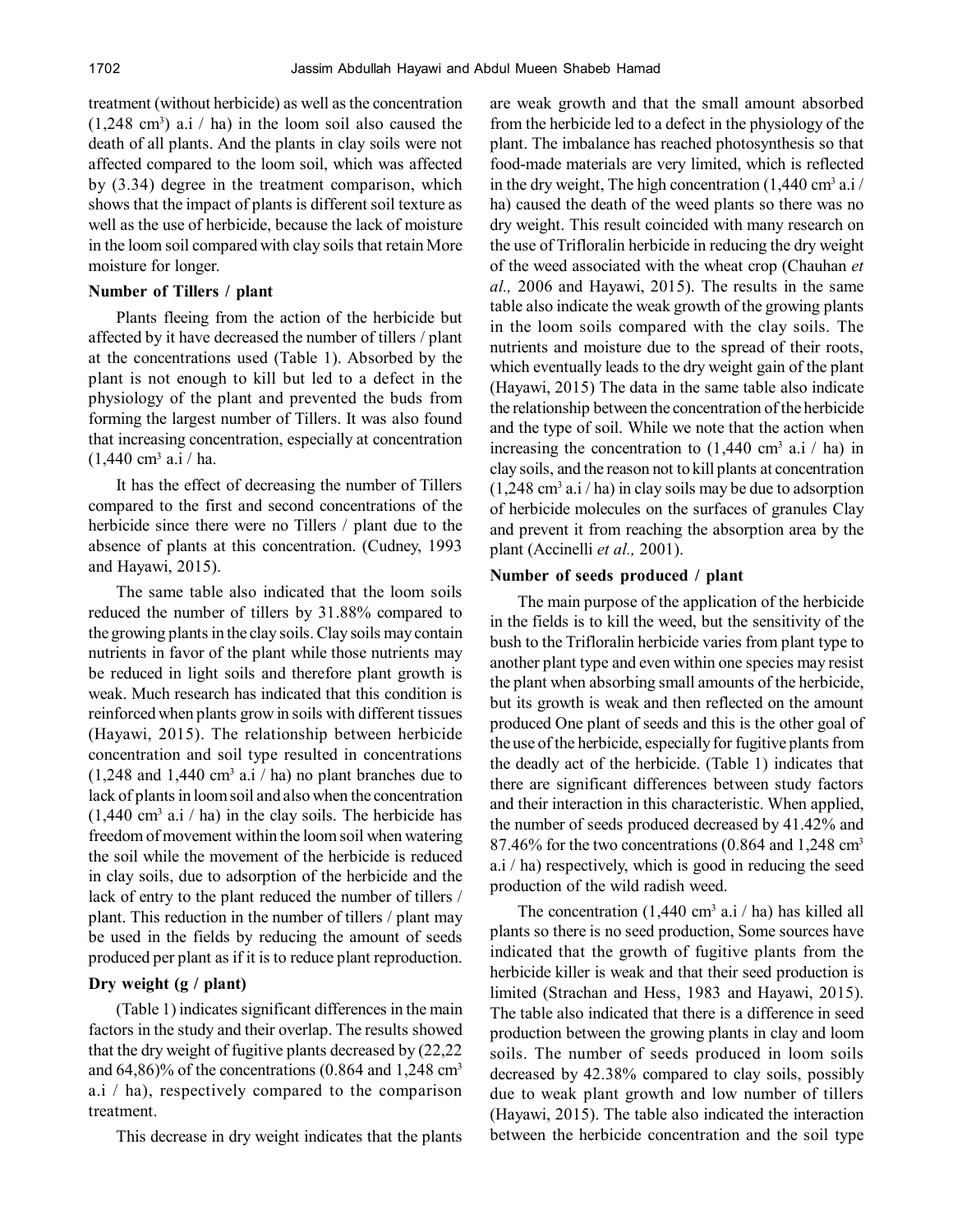treatment (without herbicide) as well as the concentration (1,248 $cm^3$) a.i / ha) in the loom soil also caused the death of all plants. And the plants in clay soils were not affected compared to the loom soil, which was affected by (3.34) degree in the treatment comparison, which shows that the impact of plants is different soil texture as well as the use of herbicide, because the lack of moisture in the loom soil compared with clay soils that retain More moisture for longer.

### Number of Tillers / plant

Plants fleeing from the action of the herbicide but affected by it have decreased the number of tillers / plant at the concentrations used (Table 1). Absorbed by the plant is not enough to kill but led to a defect in the physiology of the plant and prevented the buds from forming the largest number of Tillers. It was also found that increasing concentration, especially at concentration (1,440 $cm^3$ a.i / ha.

It has the effect of decreasing the number of Tillers compared to the first and second concentrations of the herbicide since there were no Tillers / plant due to the absence of plants at this concentration. (Cudney, 1993 and Hayawi, 2015).

The same table also indicated that the loom soils reduced the number of tillers by 31.88% compared to the growing plants in the clay soils. Clay soils may contain nutrients in favor of the plant while those nutrients may be reduced in light soils and therefore plant growth is weak. Much research has indicated that this condition is reinforced when plants grow in soils with different tissues (Hayawi, 2015). The relationship between herbicide concentration and soil type resulted in concentrations (1,248 and 1,440 $cm^3$ a.i / ha) no plant branches due to lack of plants in loom soil and also when the concentration (1,440 $cm^3$ a.i / ha) in the clay soils. The herbicide has freedom of movement within the loom soil when watering the soil while the movement of the herbicide is reduced in clay soils, due to adsorption of the herbicide and the lack of entry to the plant reduced the number of tillers / plant. This reduction in the number of tillers / plant may be used in the fields by reducing the amount of seeds produced per plant as if it is to reduce plant reproduction.

### Dry weight (g / plant)

(Table 1) indicates significant differences in the main factors in the study and their overlap. The results showed that the dry weight of fugitive plants decreased by (22,22 and 64,86)% of the concentrations (0.864 and 1,248 $cm^3$ a.i / ha), respectively compared to the comparison treatment.

This decrease in dry weight indicates that the plants are weak growth and that the small amount absorbed from the herbicide led to a defect in the physiology of the plant. The imbalance has reached photosynthesis so that food-made materials are very limited, which is reflected in the dry weight, The high concentration (1,440 $cm^3$ a.i / ha) caused the death of the weed plants so there was no dry weight. This result coincided with many research on the use of Trifloralin herbicide in reducing the dry weight of the weed associated with the wheat crop (Chauhan *et al.,* 2006 and Hayawi, 2015). The results in the same table also indicate the weak growth of the growing plants in the loom soils compared with the clay soils. The nutrients and moisture due to the spread of their roots, which eventually leads to the dry weight gain of the plant (Hayawi, 2015) The data in the same table also indicate the relationship between the concentration of the herbicide and the type of soil. While we note that the action when increasing the concentration to (1,440 $cm^3$ a.i / ha) in clay soils, and the reason not to kill plants at concentration (1,248 $cm^3$ a.i / ha) in clay soils may be due to adsorption of herbicide molecules on the surfaces of granules Clay and prevent it from reaching the absorption area by the plant (Accinelli *et al.,* 2001).

### Number of seeds produced / plant

The main purpose of the application of the herbicide in the fields is to kill the weed, but the sensitivity of the bush to the Trifloralin herbicide varies from plant type to another plant type and even within one species may resist the plant when absorbing small amounts of the herbicide, but its growth is weak and then reflected on the amount produced One plant of seeds and this is the other goal of the use of the herbicide, especially for fugitive plants from the deadly act of the herbicide. (Table 1) indicates that there are significant differences between study factors and their interaction in this characteristic. When applied, the number of seeds produced decreased by 41.42% and 87.46% for the two concentrations (0.864 and 1,248 $cm^3$ a.i / ha) respectively, which is good in reducing the seed production of the wild radish weed.

The concentration (1,440 $cm^3$ a.i / ha) has killed all plants so there is no seed production, Some sources have indicated that the growth of fugitive plants from the herbicide killer is weak and that their seed production is limited (Strachan and Hess, 1983 and Hayawi, 2015). The table also indicated that there is a difference in seed production between the growing plants in clay and loom soils. The number of seeds produced in loom soils decreased by 42.38% compared to clay soils, possibly due to weak plant growth and low number of tillers (Hayawi, 2015). The table also indicated the interaction between the herbicide concentration and the soil type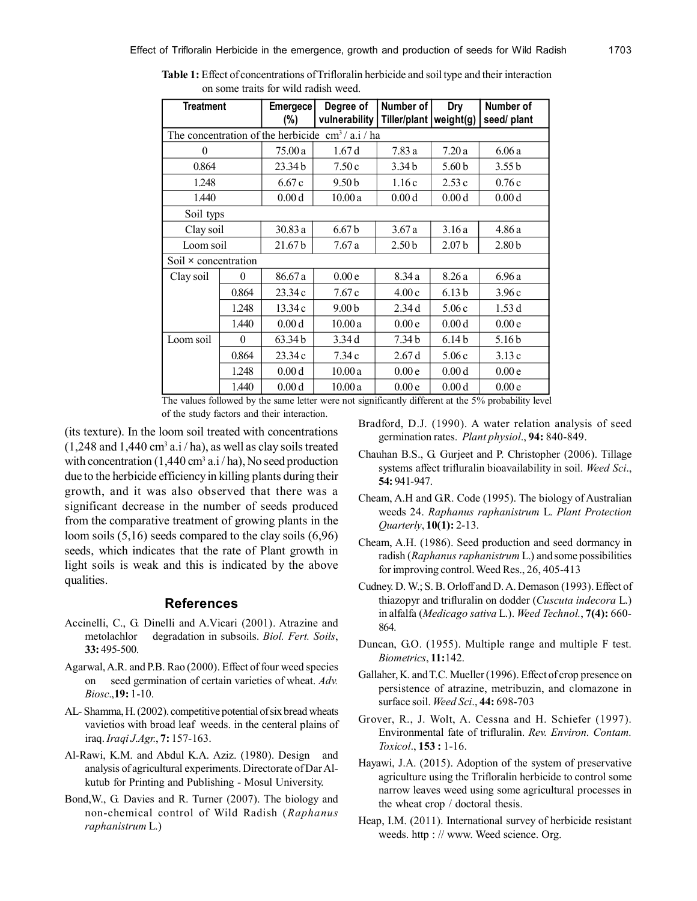**Table 1:** Effect of concentrations of Trifloralin herbicide and soil type and their interaction on some traits for wild radish weed.

| Treatment | | Emergece (%) | Degree of vulnerability | Number of Tiller/plant | Dry weight(g) | Number of seed/ plant |
|---|---|---|---|---|---|---|
| The concentration of the herbicide $cm^3$ / a.i / ha | | | | | | |
| 0 | | 75.00 a | 1.67 d | 7.83 a | 7.20 a | 6.06 a |
| 0.864 | | 23.34 b | 7.50 c | 3.34 b | 5.60 b | 3.55 b |
| 1.248 | | 6.67 c | 9.50 b | 1.16 c | 2.53 c | 0.76 c |
| 1.440 | | 0.00 d | 10.00 a | 0.00 d | 0.00 d | 0.00 d |
| Soil typs | | | | | | |
| Clay soil | | 30.83 a | 6.67 b | 3.67 a | 3.16 a | 4.86 a |
| Loom soil | | 21.67 b | 7.67 a | 2.50 b | 2.07 b | 2.80 b |
| Soil × concentration | | | | | | |
| Clay soil | 0 | 86.67 a | 0.00 e | 8.34 a | 8.26 a | 6.96 a |
| | 0.864 | 23.34 c | 7.67 c | 4.00 c | 6.13 b | 3.96 c |
| | 1.248 | 13.34 c | 9.00 b | 2.34 d | 5.06 c | 1.53 d |
| | 1.440 | 0.00 d | 10.00 a | 0.00 e | 0.00 d | 0.00 e |
| Loom soil | 0 | 63.34 b | 3.34 d | 7.34 b | 6.14 b | 5.16 b |
| | 0.864 | 23.34 c | 7.34 c | 2.67 d | 5.06 c | 3.13 c |
| | 1.248 | 0.00 d | 10.00 a | 0.00 e | 0.00 d | 0.00 e |
| | 1.440 | 0.00 d | 10.00 a | 0.00 e | 0.00 d | 0.00 e |

The values followed by the same letter were not significantly different at the 5% probability level of the study factors and their interaction.

(its texture). In the loom soil treated with concentrations (1,248 and 1,440 $cm^3$ a.i / ha), as well as clay soils treated with concentration (1,440 $cm^3$ a.i / ha), No seed production due to the herbicide efficiency in killing plants during their growth, and it was also observed that there was a significant decrease in the number of seeds produced from the comparative treatment of growing plants in the loom soils (5,16) seeds compared to the clay soils (6,96) seeds, which indicates that the rate of Plant growth in light soils is weak and this is indicated by the above qualities.

## References

Accinelli, C., G. Dinelli and A.Vicari (2001). Atrazine and metolachlor degradation in subsoils. *Biol. Fert. Soils*, **33:** 495-500.

Agarwal, A.R. and P.B. Rao (2000). Effect of four weed species on seed germination of certain varieties of wheat. *Adv. Biosc*.,**19:** 1-10.

AL- Shamma, H. (2002). competitive potential of six bread wheats vavietios with broad leaf weeds. in the centeral plains of iraq. *Iraqi J.Agr.*, **7:** 157-163.

Al-Rawi, K.M. and Abdul K.A. Aziz. (1980). Design and analysis of agricultural experiments. Directorate of Dar Al-kutub for Printing and Publishing - Mosul University.

Bond,W., G. Davies and R. Turner (2007). The biology and non-chemical control of Wild Radish (*Raphanus raphanistrum* L.)

Bradford, D.J. (1990). A water relation analysis of seed germination rates. *Plant physiol*., **94:** 840-849.

Chauhan B.S., G. Gurjeet and P. Christopher (2006). Tillage systems affect trifluralin bioavailability in soil. *Weed Sci*., **54:** 941-947.

Cheam, A.H and G.R. Code (1995). The biology of Australian weeds 24. *Raphanus raphanistrum* L. *Plant Protection Quarterly*, **10(1):** 2-13.

Cheam, A.H. (1986). Seed production and seed dormancy in radish (*Raphanus raphanistrum* L.) and some possibilities for improving control. Weed Res., 26, 405-413

Cudney. D. W.; S. B. Orloff and D. A. Demason (1993). Effect of thiazopyr and trifluralin on dodder (*Cuscuta indecora* L.) in alfalfa (*Medicago sativa* L.). *Weed Technol.*, **7(4):** 660-864.

Duncan, G.O. (1955). Multiple range and multiple F test. *Biometrics*, **11:**142.

Gallaher, K. and T.C. Mueller (1996). Effect of crop presence on persistence of atrazine, metribuzin, and clomazone in surface soil. *Weed Sci*., **44:** 698-703

Grover, R., J. Wolt, A. Cessna and H. Schiefer (1997). Environmental fate of trifluralin. *Rev. Environ. Contam. Toxicol*., **153 :** 1-16.

Hayawi, J.A. (2015). Adoption of the system of preservative agriculture using the Trifloralin herbicide to control some narrow leaves weed using some agricultural processes in the wheat crop / doctoral thesis.

Heap, I.M. (2011). International survey of herbicide resistant weeds. http : // www. Weed science. Org.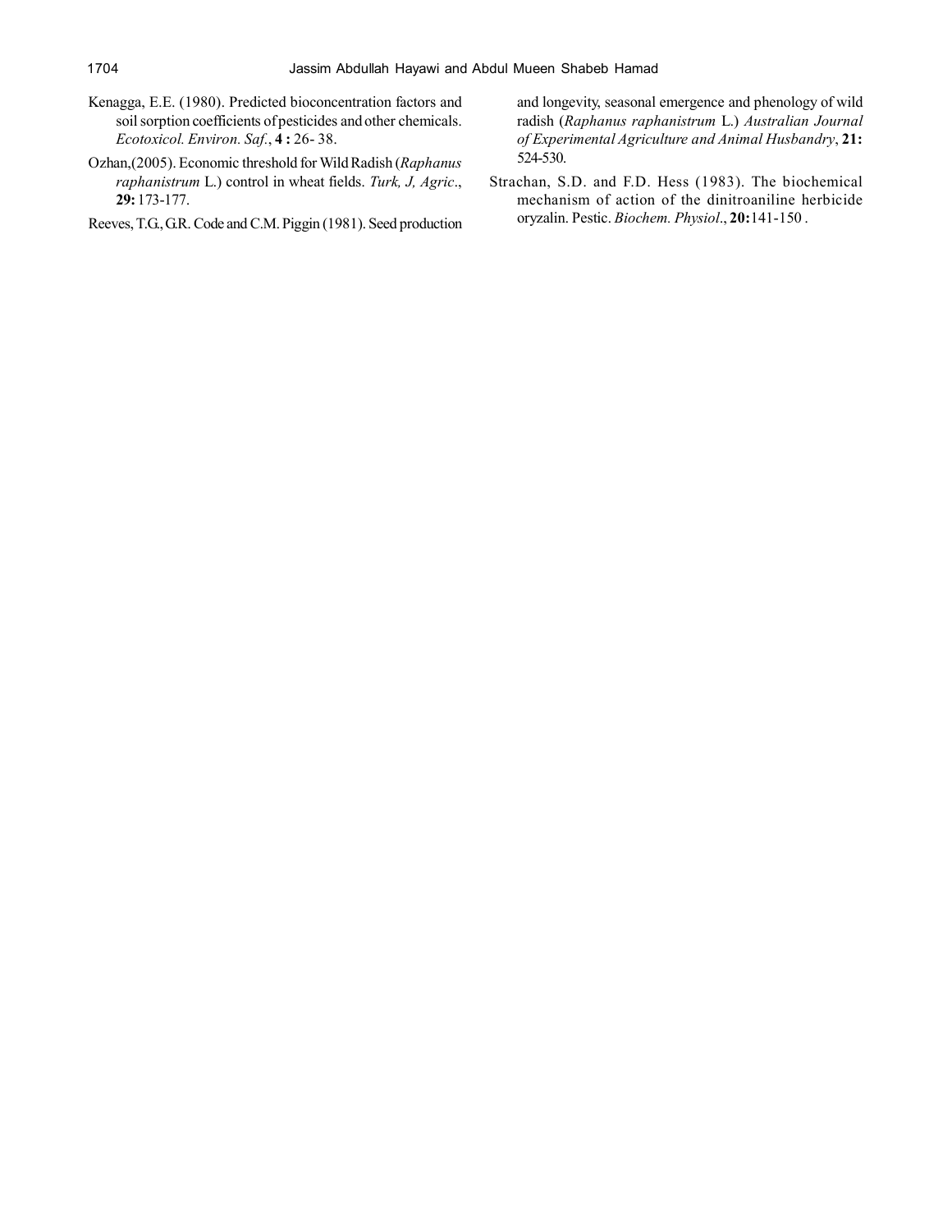Kenagga, E.E. (1980). Predicted bioconcentration factors and soil sorption coefficients of pesticides and other chemicals. *Ecotoxicol. Environ. Saf.*, **4 :** 26- 38.

Ozhan,(2005). Economic threshold for Wild Radish (*Raphanus raphanistrum* L.) control in wheat fields. *Turk, J, Agric*., **29:** 173-177.

Reeves, T.G., G.R. Code and C.M. Piggin (1981). Seed production and longevity, seasonal emergence and phenology of wild radish (*Raphanus raphanistrum* L.) *Australian Journal of Experimental Agriculture and Animal Husbandry*, **21:** 524-530.

Strachan, S.D. and F.D. Hess (1983). The biochemical mechanism of action of the dinitroaniline herbicide oryzalin. Pestic. *Biochem. Physiol*., **20:**141-150 .